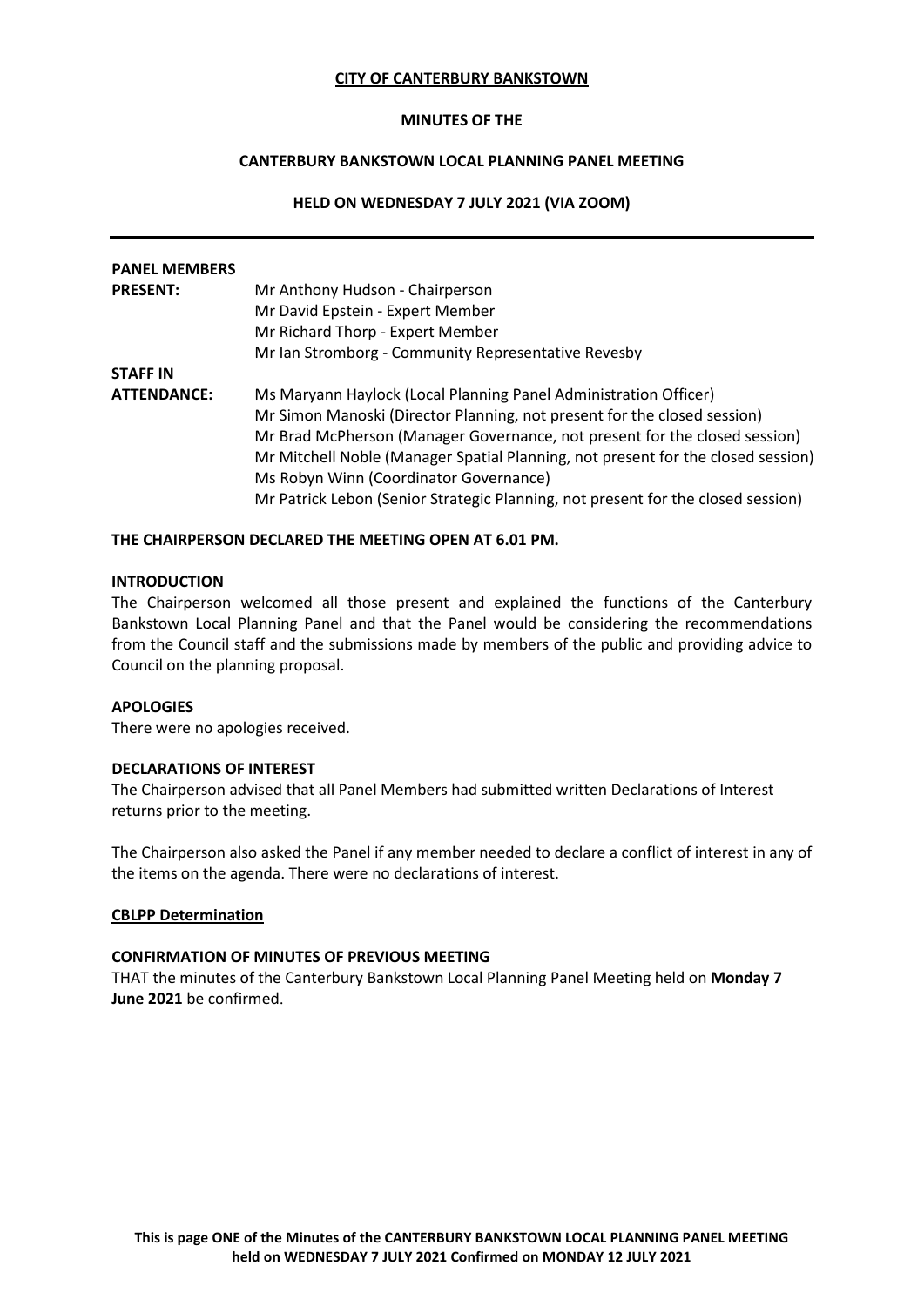**CITY OF CANTERBURY BANKSTOWN**

**MINUTES OF THE**

**CANTERBURY BANKSTOWN LOCAL PLANNING PANEL MEETING**

**HELD ON WEDNESDAY 7 JULY 2021 (VIA ZOOM)**

---

| | |
|---|---|
| **PANEL MEMBERS PRESENT:** | Mr Anthony Hudson - Chairperson<br>Mr David Epstein - Expert Member<br>Mr Richard Thorp - Expert Member<br>Mr Ian Stromborg - Community Representative Revesby |
| **STAFF IN ATTENDANCE:** | Ms Maryann Haylock (Local Planning Panel Administration Officer)<br>Mr Simon Manoski (Director Planning, not present for the closed session)<br>Mr Brad McPherson (Manager Governance, not present for the closed session)<br>Mr Mitchell Noble (Manager Spatial Planning, not present for the closed session)<br>Ms Robyn Winn (Coordinator Governance)<br>Mr Patrick Lebon (Senior Strategic Planning, not present for the closed session) |

**THE CHAIRPERSON DECLARED THE MEETING OPEN AT 6.01 PM.**

**INTRODUCTION**

The Chairperson welcomed all those present and explained the functions of the Canterbury Bankstown Local Planning Panel and that the Panel would be considering the recommendations from the Council staff and the submissions made by members of the public and providing advice to Council on the planning proposal.

**APOLOGIES**

There were no apologies received.

**DECLARATIONS OF INTEREST**

The Chairperson advised that all Panel Members had submitted written Declarations of Interest returns prior to the meeting.

The Chairperson also asked the Panel if any member needed to declare a conflict of interest in any of the items on the agenda. There were no declarations of interest.

**CBLPP Determination**

**CONFIRMATION OF MINUTES OF PREVIOUS MEETING**

THAT the minutes of the Canterbury Bankstown Local Planning Panel Meeting held on **Monday 7 June 2021** be confirmed.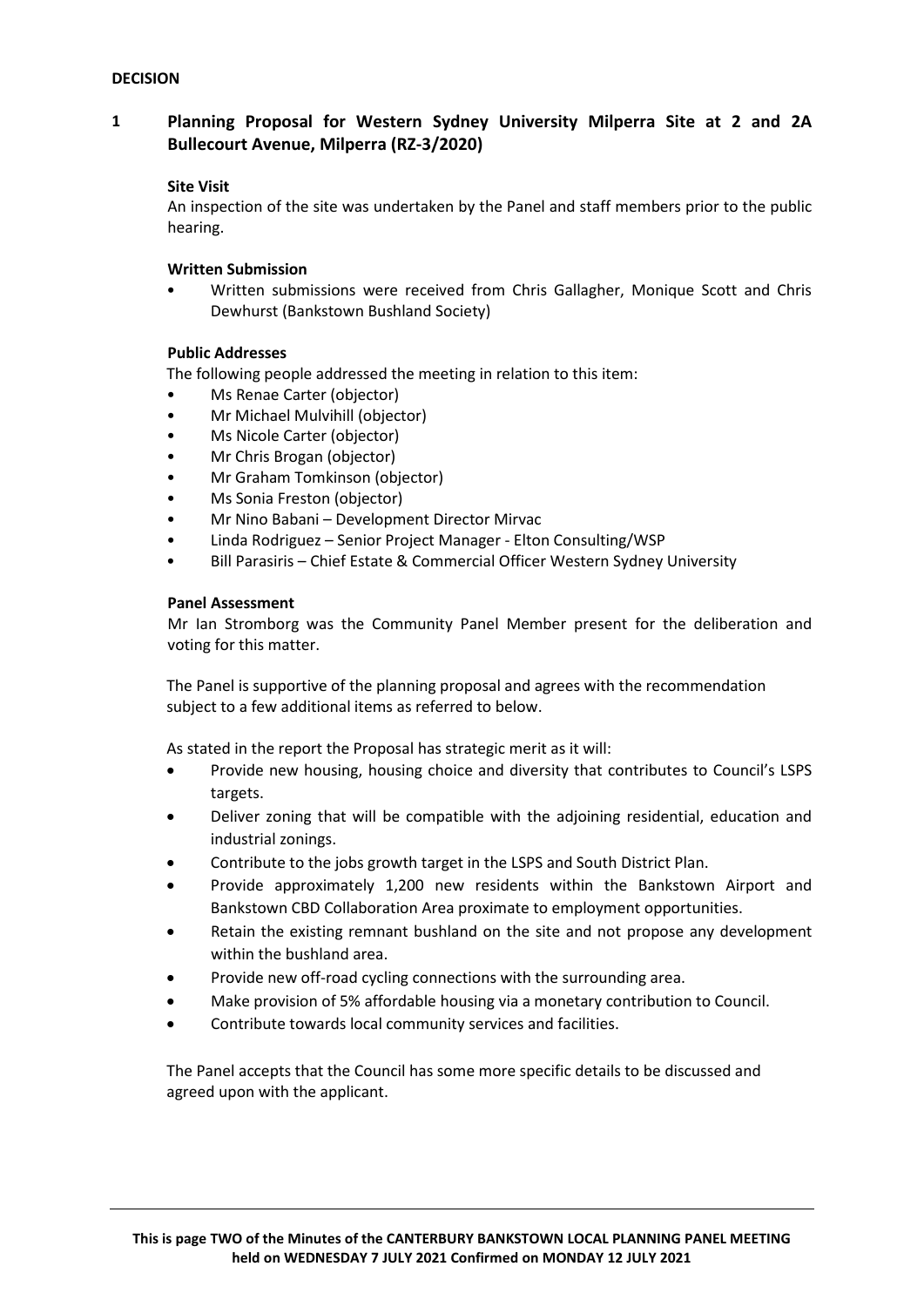**DECISION**

## 1 Planning Proposal for Western Sydney University Milperra Site at 2 and 2A Bullecourt Avenue, Milperra (RZ-3/2020)

**Site Visit**

An inspection of the site was undertaken by the Panel and staff members prior to the public hearing.

**Written Submission**

- Written submissions were received from Chris Gallagher, Monique Scott and Chris Dewhurst (Bankstown Bushland Society)

**Public Addresses**

The following people addressed the meeting in relation to this item:

- Ms Renae Carter (objector)
- Mr Michael Mulvihill (objector)
- Ms Nicole Carter (objector)
- Mr Chris Brogan (objector)
- Mr Graham Tomkinson (objector)
- Ms Sonia Freston (objector)
- Mr Nino Babani – Development Director Mirvac
- Linda Rodriguez – Senior Project Manager - Elton Consulting/WSP
- Bill Parasiris – Chief Estate & Commercial Officer Western Sydney University

**Panel Assessment**

Mr Ian Stromborg was the Community Panel Member present for the deliberation and voting for this matter.

The Panel is supportive of the planning proposal and agrees with the recommendation subject to a few additional items as referred to below.

As stated in the report the Proposal has strategic merit as it will:

- Provide new housing, housing choice and diversity that contributes to Council's LSPS targets.
- Deliver zoning that will be compatible with the adjoining residential, education and industrial zonings.
- Contribute to the jobs growth target in the LSPS and South District Plan.
- Provide approximately 1,200 new residents within the Bankstown Airport and Bankstown CBD Collaboration Area proximate to employment opportunities.
- Retain the existing remnant bushland on the site and not propose any development within the bushland area.
- Provide new off-road cycling connections with the surrounding area.
- Make provision of 5% affordable housing via a monetary contribution to Council.
- Contribute towards local community services and facilities.

The Panel accepts that the Council has some more specific details to be discussed and agreed upon with the applicant.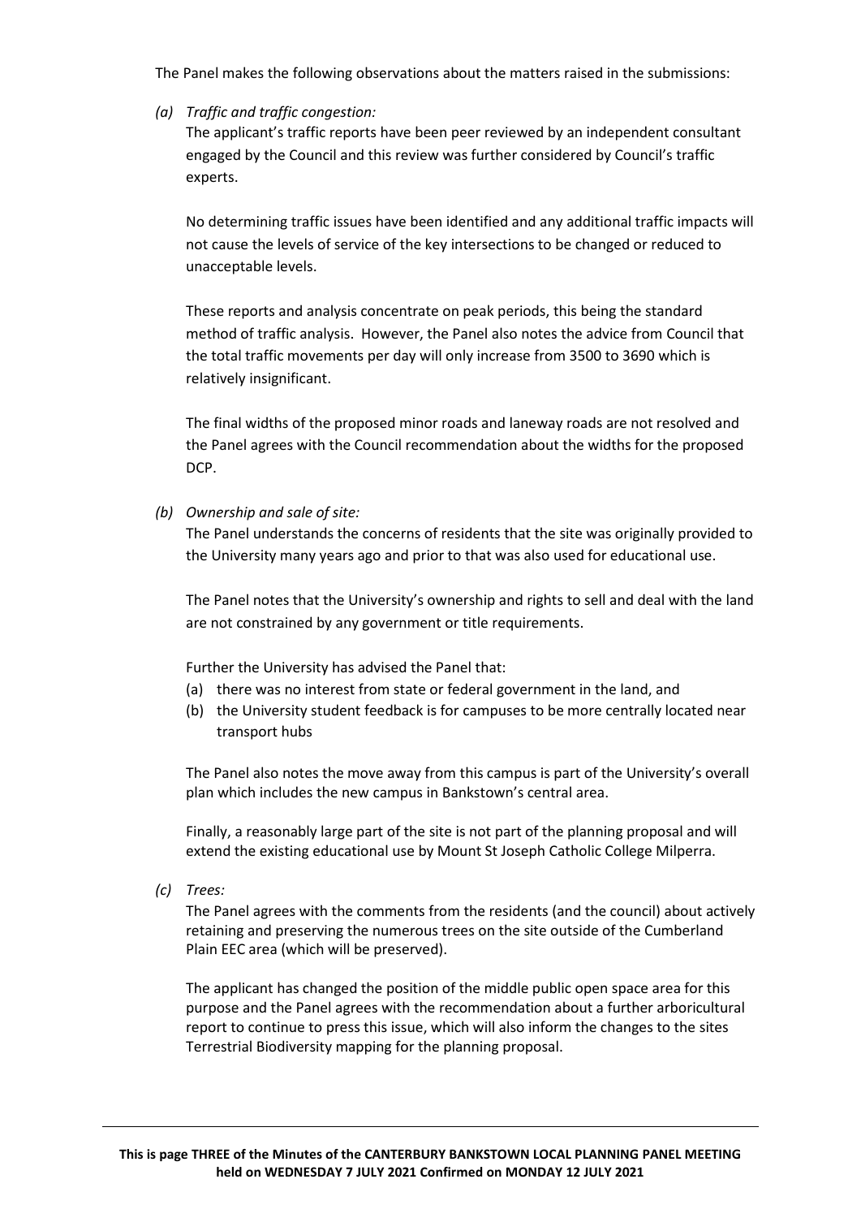The Panel makes the following observations about the matters raised in the submissions:

*(a) Traffic and traffic congestion:*

The applicant's traffic reports have been peer reviewed by an independent consultant engaged by the Council and this review was further considered by Council's traffic experts.

No determining traffic issues have been identified and any additional traffic impacts will not cause the levels of service of the key intersections to be changed or reduced to unacceptable levels.

These reports and analysis concentrate on peak periods, this being the standard method of traffic analysis. However, the Panel also notes the advice from Council that the total traffic movements per day will only increase from 3500 to 3690 which is relatively insignificant.

The final widths of the proposed minor roads and laneway roads are not resolved and the Panel agrees with the Council recommendation about the widths for the proposed DCP.

*(b) Ownership and sale of site:*

The Panel understands the concerns of residents that the site was originally provided to the University many years ago and prior to that was also used for educational use.

The Panel notes that the University's ownership and rights to sell and deal with the land are not constrained by any government or title requirements.

Further the University has advised the Panel that:

(a) there was no interest from state or federal government in the land, and
(b) the University student feedback is for campuses to be more centrally located near transport hubs

The Panel also notes the move away from this campus is part of the University's overall plan which includes the new campus in Bankstown's central area.

Finally, a reasonably large part of the site is not part of the planning proposal and will extend the existing educational use by Mount St Joseph Catholic College Milperra.

*(c) Trees:*

The Panel agrees with the comments from the residents (and the council) about actively retaining and preserving the numerous trees on the site outside of the Cumberland Plain EEC area (which will be preserved).

The applicant has changed the position of the middle public open space area for this purpose and the Panel agrees with the recommendation about a further arboricultural report to continue to press this issue, which will also inform the changes to the sites Terrestrial Biodiversity mapping for the planning proposal.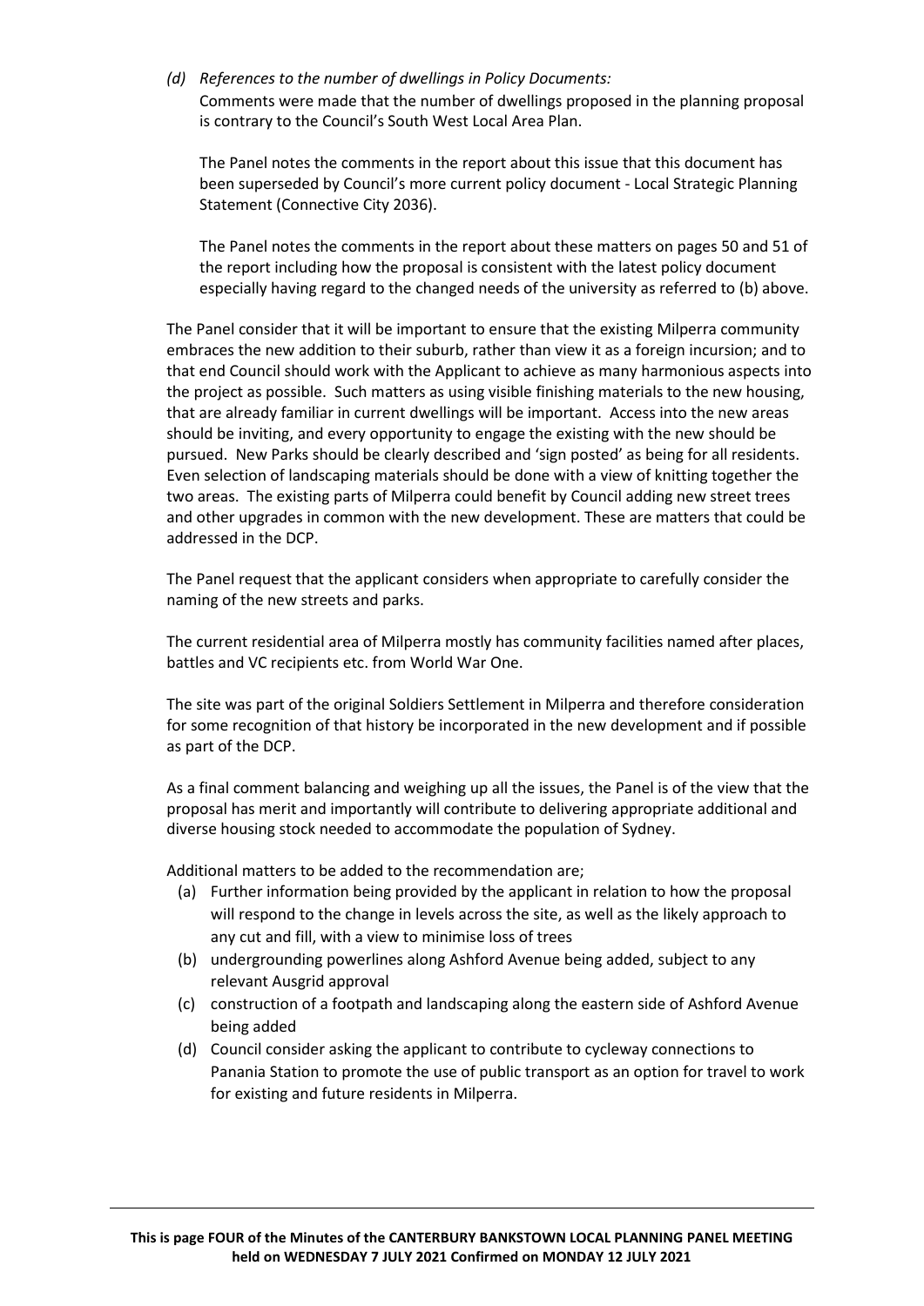*(d) References to the number of dwellings in Policy Documents:*

Comments were made that the number of dwellings proposed in the planning proposal is contrary to the Council's South West Local Area Plan.

The Panel notes the comments in the report about this issue that this document has been superseded by Council's more current policy document - Local Strategic Planning Statement (Connective City 2036).

The Panel notes the comments in the report about these matters on pages 50 and 51 of the report including how the proposal is consistent with the latest policy document especially having regard to the changed needs of the university as referred to (b) above.

The Panel consider that it will be important to ensure that the existing Milperra community embraces the new addition to their suburb, rather than view it as a foreign incursion; and to that end Council should work with the Applicant to achieve as many harmonious aspects into the project as possible. Such matters as using visible finishing materials to the new housing, that are already familiar in current dwellings will be important. Access into the new areas should be inviting, and every opportunity to engage the existing with the new should be pursued. New Parks should be clearly described and 'sign posted' as being for all residents. Even selection of landscaping materials should be done with a view of knitting together the two areas. The existing parts of Milperra could benefit by Council adding new street trees and other upgrades in common with the new development. These are matters that could be addressed in the DCP.

The Panel request that the applicant considers when appropriate to carefully consider the naming of the new streets and parks.

The current residential area of Milperra mostly has community facilities named after places, battles and VC recipients etc. from World War One.

The site was part of the original Soldiers Settlement in Milperra and therefore consideration for some recognition of that history be incorporated in the new development and if possible as part of the DCP.

As a final comment balancing and weighing up all the issues, the Panel is of the view that the proposal has merit and importantly will contribute to delivering appropriate additional and diverse housing stock needed to accommodate the population of Sydney.

Additional matters to be added to the recommendation are;

(a) Further information being provided by the applicant in relation to how the proposal will respond to the change in levels across the site, as well as the likely approach to any cut and fill, with a view to minimise loss of trees
(b) undergrounding powerlines along Ashford Avenue being added, subject to any relevant Ausgrid approval
(c) construction of a footpath and landscaping along the eastern side of Ashford Avenue being added
(d) Council consider asking the applicant to contribute to cycleway connections to Panania Station to promote the use of public transport as an option for travel to work for existing and future residents in Milperra.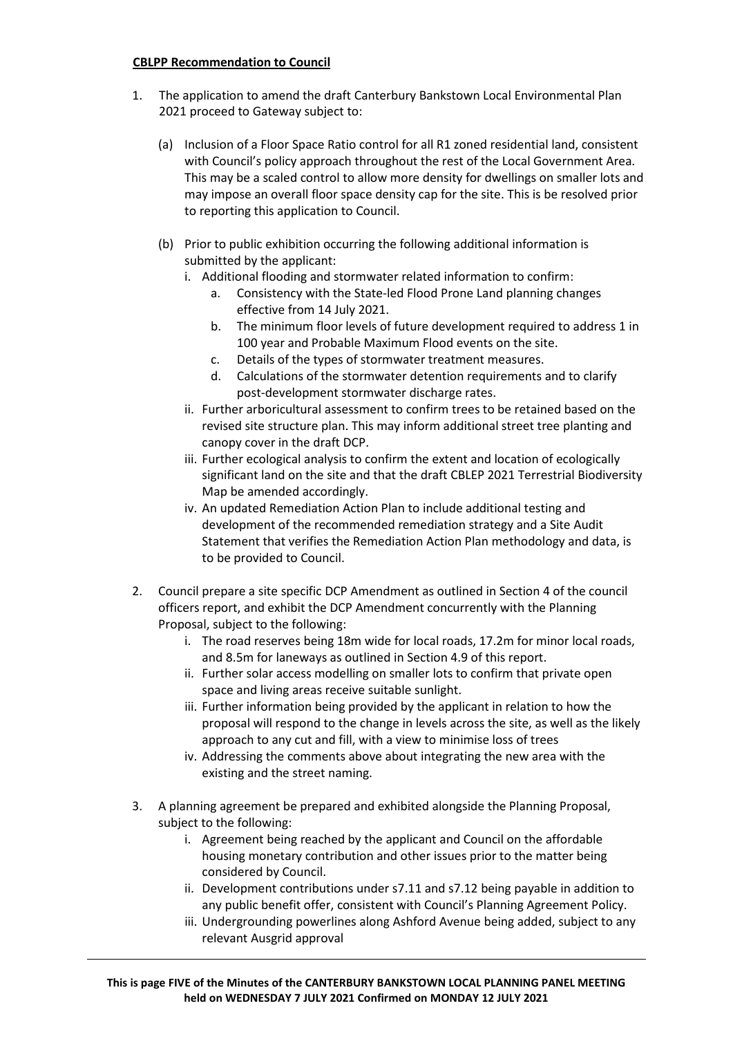**CBLPP Recommendation to Council**

1. The application to amend the draft Canterbury Bankstown Local Environmental Plan 2021 proceed to Gateway subject to:

   (a) Inclusion of a Floor Space Ratio control for all R1 zoned residential land, consistent with Council's policy approach throughout the rest of the Local Government Area. This may be a scaled control to allow more density for dwellings on smaller lots and may impose an overall floor space density cap for the site. This is be resolved prior to reporting this application to Council.

   (b) Prior to public exhibition occurring the following additional information is submitted by the applicant:

      i. Additional flooding and stormwater related information to confirm:
         a. Consistency with the State-led Flood Prone Land planning changes effective from 14 July 2021.
         b. The minimum floor levels of future development required to address 1 in 100 year and Probable Maximum Flood events on the site.
         c. Details of the types of stormwater treatment measures.
         d. Calculations of the stormwater detention requirements and to clarify post-development stormwater discharge rates.

      ii. Further arboricultural assessment to confirm trees to be retained based on the revised site structure plan. This may inform additional street tree planting and canopy cover in the draft DCP.

      iii. Further ecological analysis to confirm the extent and location of ecologically significant land on the site and that the draft CBLEP 2021 Terrestrial Biodiversity Map be amended accordingly.

      iv. An updated Remediation Action Plan to include additional testing and development of the recommended remediation strategy and a Site Audit Statement that verifies the Remediation Action Plan methodology and data, is to be provided to Council.

2. Council prepare a site specific DCP Amendment as outlined in Section 4 of the council officers report, and exhibit the DCP Amendment concurrently with the Planning Proposal, subject to the following:

   i. The road reserves being 18m wide for local roads, 17.2m for minor local roads, and 8.5m for laneways as outlined in Section 4.9 of this report.

   ii. Further solar access modelling on smaller lots to confirm that private open space and living areas receive suitable sunlight.

   iii. Further information being provided by the applicant in relation to how the proposal will respond to the change in levels across the site, as well as the likely approach to any cut and fill, with a view to minimise loss of trees

   iv. Addressing the comments above about integrating the new area with the existing and the street naming.

3. A planning agreement be prepared and exhibited alongside the Planning Proposal, subject to the following:

   i. Agreement being reached by the applicant and Council on the affordable housing monetary contribution and other issues prior to the matter being considered by Council.

   ii. Development contributions under s7.11 and s7.12 being payable in addition to any public benefit offer, consistent with Council's Planning Agreement Policy.

   iii. Undergrounding powerlines along Ashford Avenue being added, subject to any relevant Ausgrid approval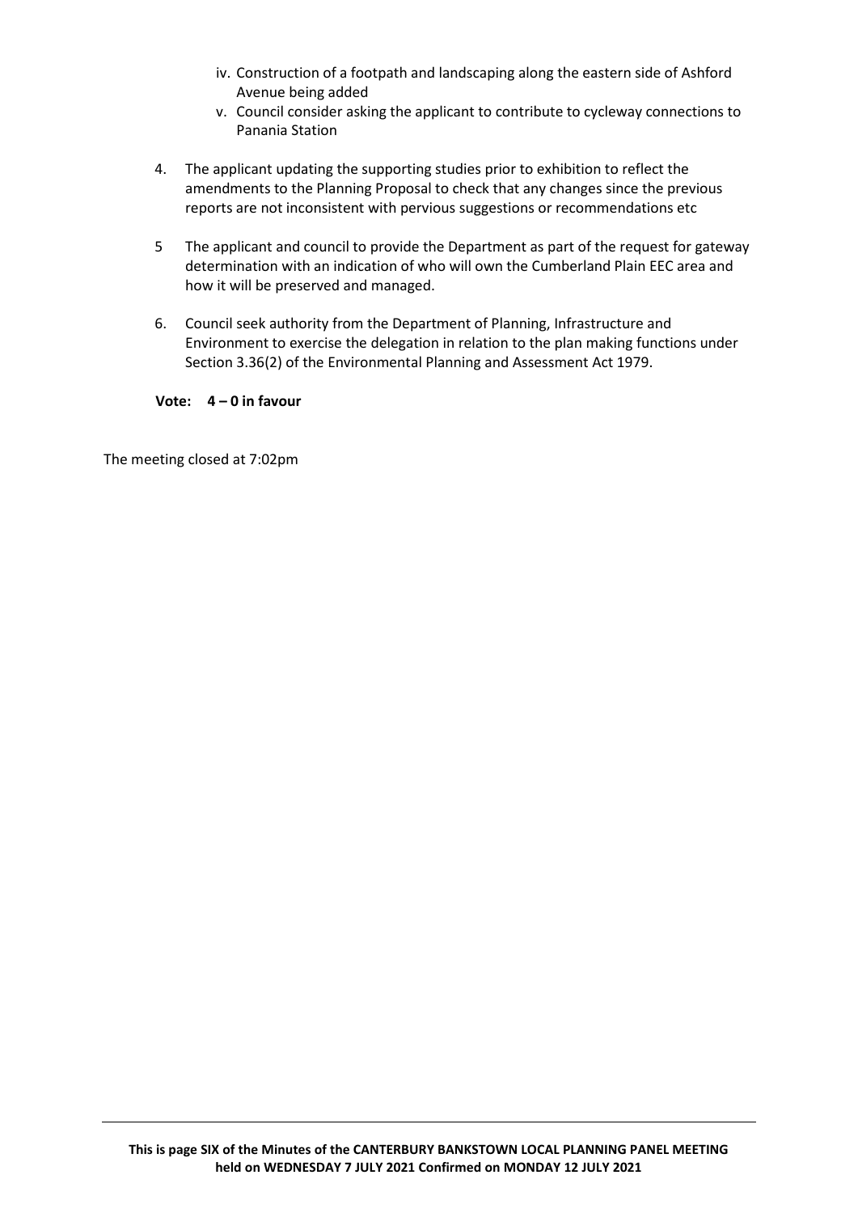iv. Construction of a footpath and landscaping along the eastern side of Ashford Avenue being added

   v. Council consider asking the applicant to contribute to cycleway connections to Panania Station

4. The applicant updating the supporting studies prior to exhibition to reflect the amendments to the Planning Proposal to check that any changes since the previous reports are not inconsistent with pervious suggestions or recommendations etc

5 The applicant and council to provide the Department as part of the request for gateway determination with an indication of who will own the Cumberland Plain EEC area and how it will be preserved and managed.

6. Council seek authority from the Department of Planning, Infrastructure and Environment to exercise the delegation in relation to the plan making functions under Section 3.36(2) of the Environmental Planning and Assessment Act 1979.

**Vote: 4 – 0 in favour**

The meeting closed at 7:02pm